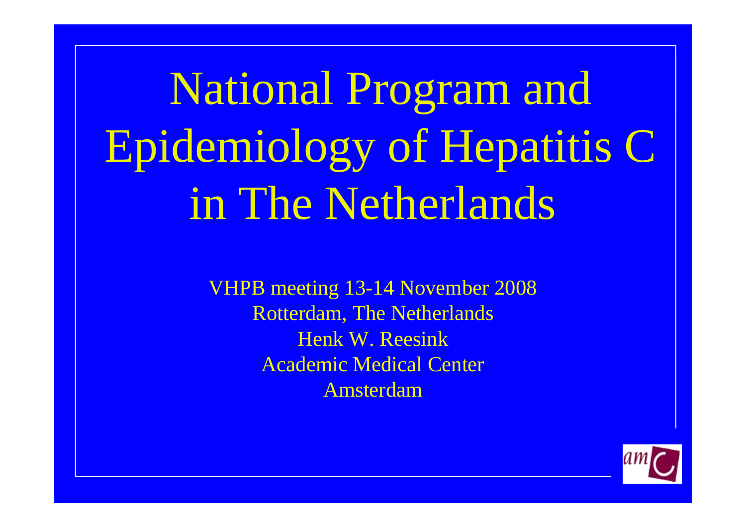# National Program and Epidemiology of Hepatitis C in The Netherlands

VHPB meeting 13-14 November 2008
Rotterdam, The Netherlands
Henk W. Reesink
Academic Medical Center
Amsterdam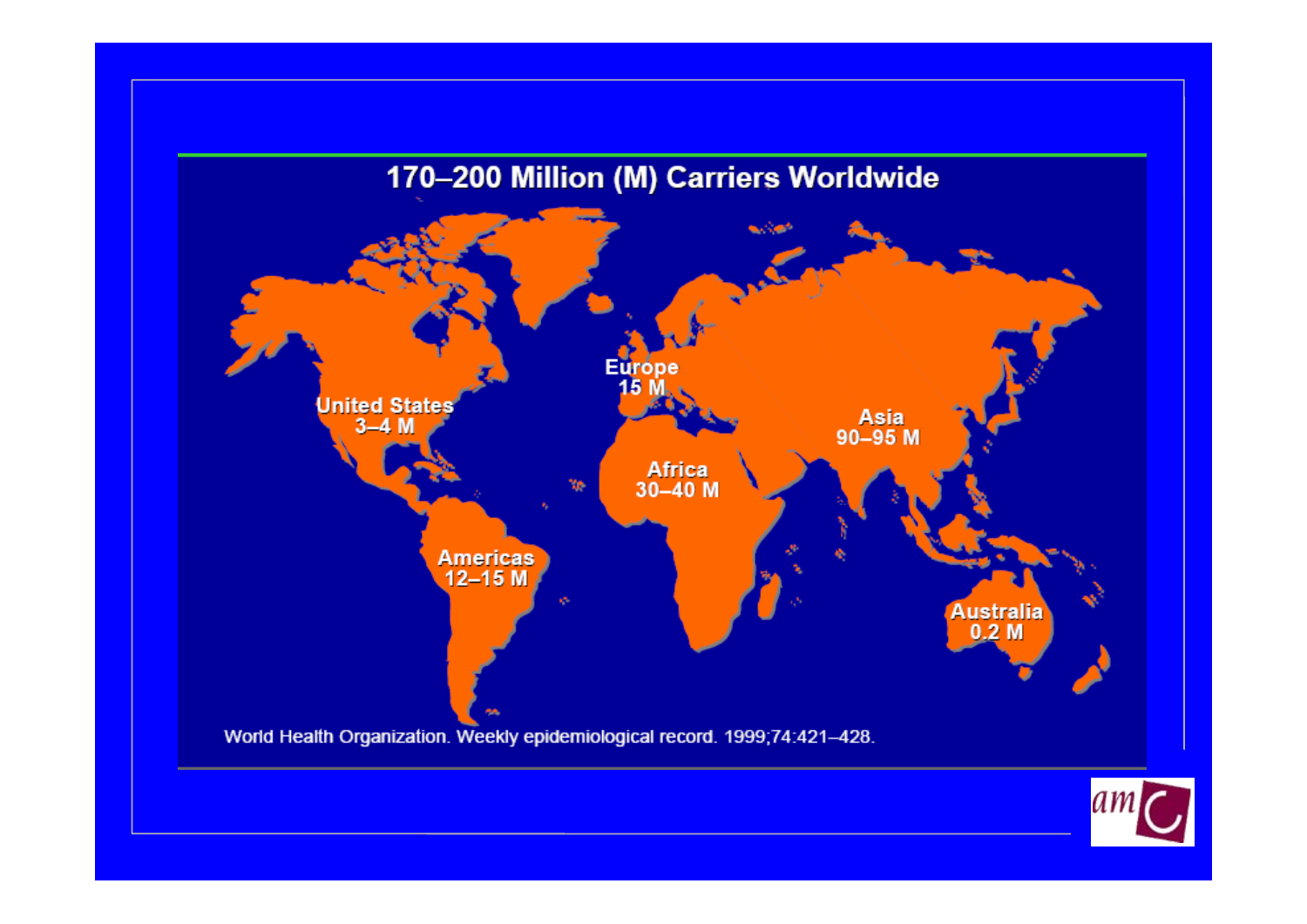# 170–200 Million (M) Carriers Worldwide

- United States: 3–4 M
- Americas: 12–15 M
- Europe: 15 M
- Africa: 30–40 M
- Asia: 90–95 M
- Australia: 0.2 M

World Health Organization. Weekly epidemiological record. 1999;74:421–428.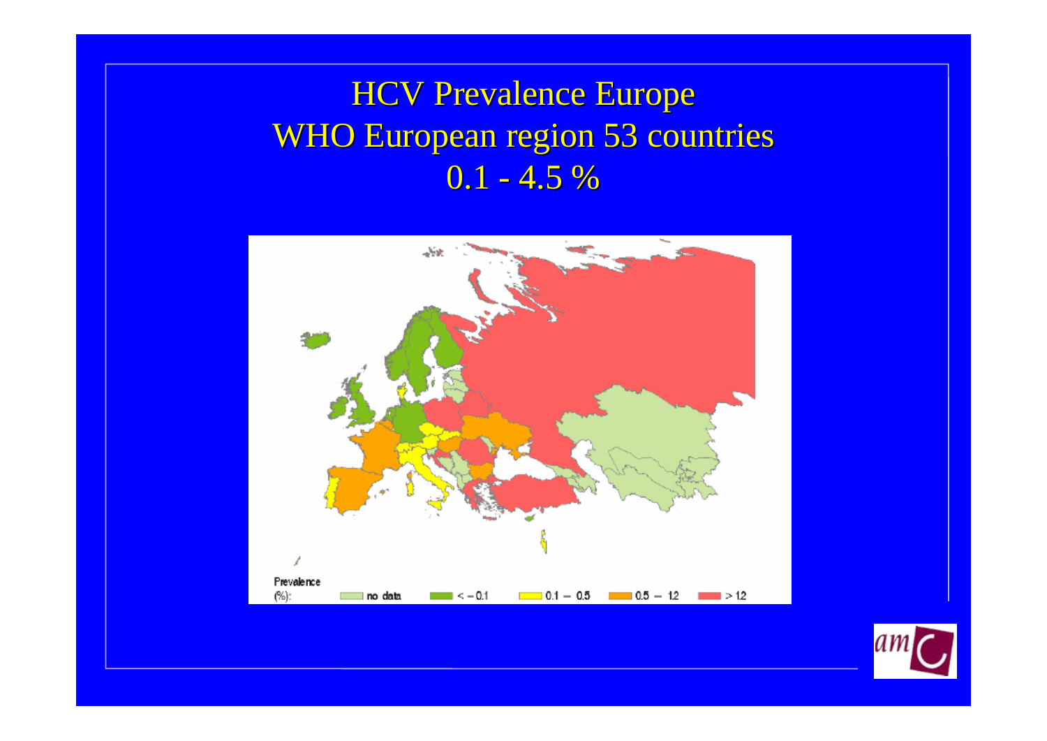# HCV Prevalence Europe
# WHO European region 53 countries
# 0.1 - 4.5 %

Prevalence (%): no data | < - 0.1 | 0.1 – 0.5 | 0.5 – 1.2 | > 1.2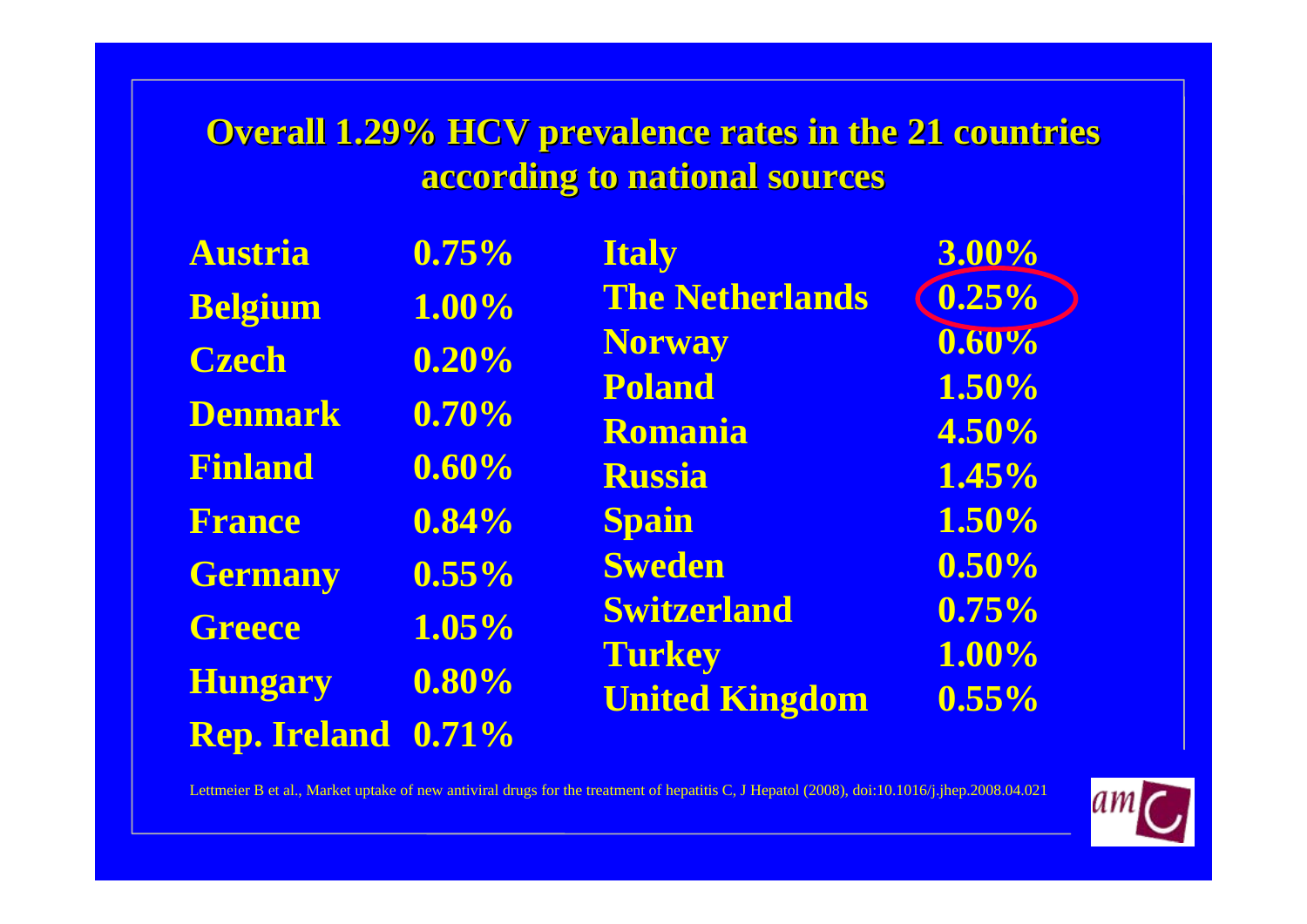## Overall 1.29% HCV prevalence rates in the 21 countries according to national sources

| Country | Prevalence | Country | Prevalence |
|---|---|---|---|
| Austria | 0.75% | Italy | 3.00% |
| Belgium | 1.00% | The Netherlands | 0.25% |
| Czech | 0.20% | Norway | 0.60% |
| Denmark | 0.70% | Poland | 1.50% |
| Finland | 0.60% | Romania | 4.50% |
| France | 0.84% | Russia | 1.45% |
| Germany | 0.55% | Spain | 1.50% |
| Greece | 1.05% | Sweden | 0.50% |
| Hungary | 0.80% | Switzerland | 0.75% |
| Rep. Ireland | 0.71% | Turkey | 1.00% |
| | | United Kingdom | 0.55% |

Lettmeier B et al., Market uptake of new antiviral drugs for the treatment of hepatitis C, J Hepatol (2008), doi:10.1016/j.jhep.2008.04.021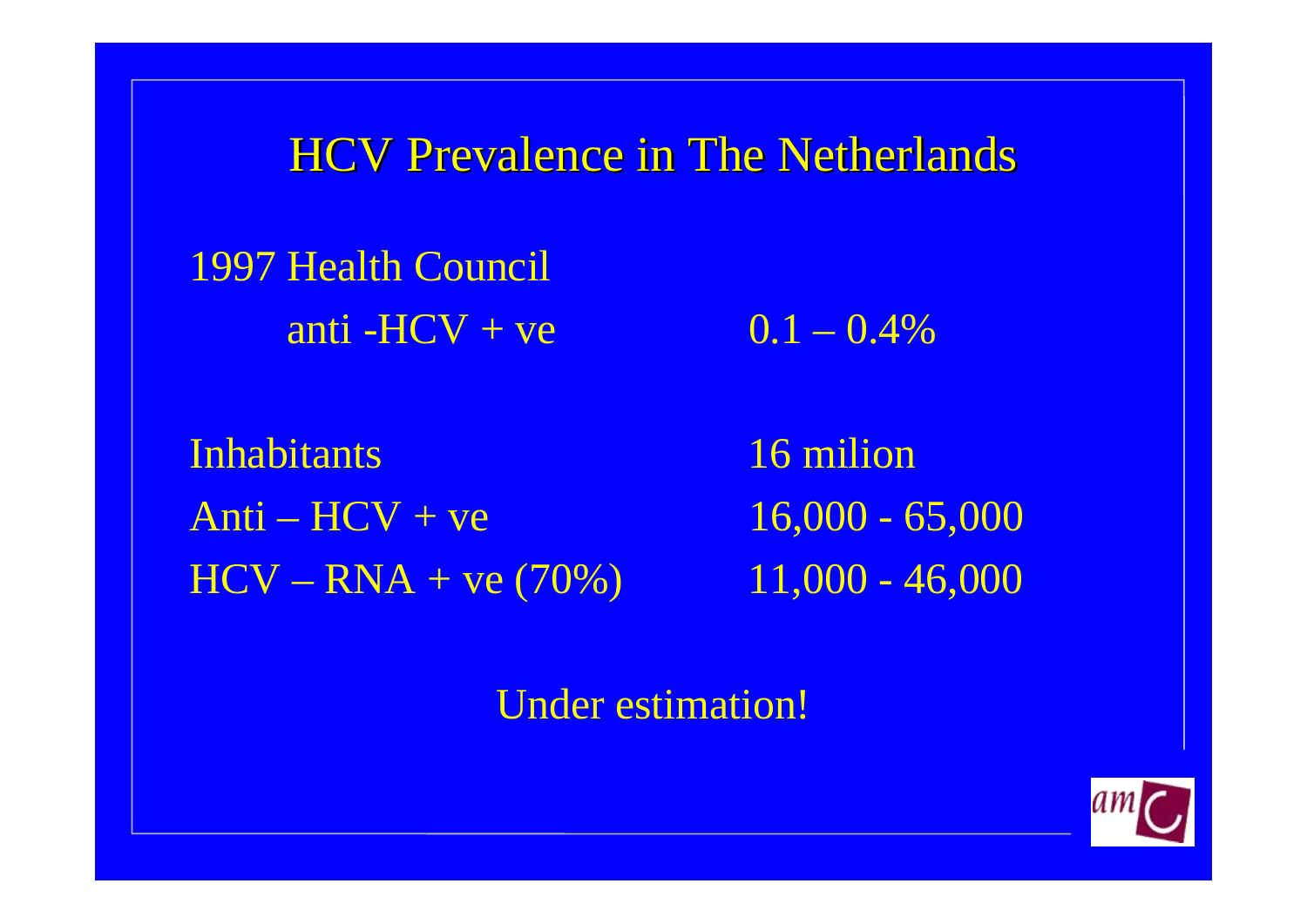# HCV Prevalence in The Netherlands

1997 Health Council

| | |
|---|---|
| anti -HCV + ve | 0.1 – 0.4% |

| | |
|---|---|
| Inhabitants | 16 milion |
| Anti – HCV + ve | 16,000 - 65,000 |
| HCV – RNA + ve (70%) | 11,000 - 46,000 |

Under estimation!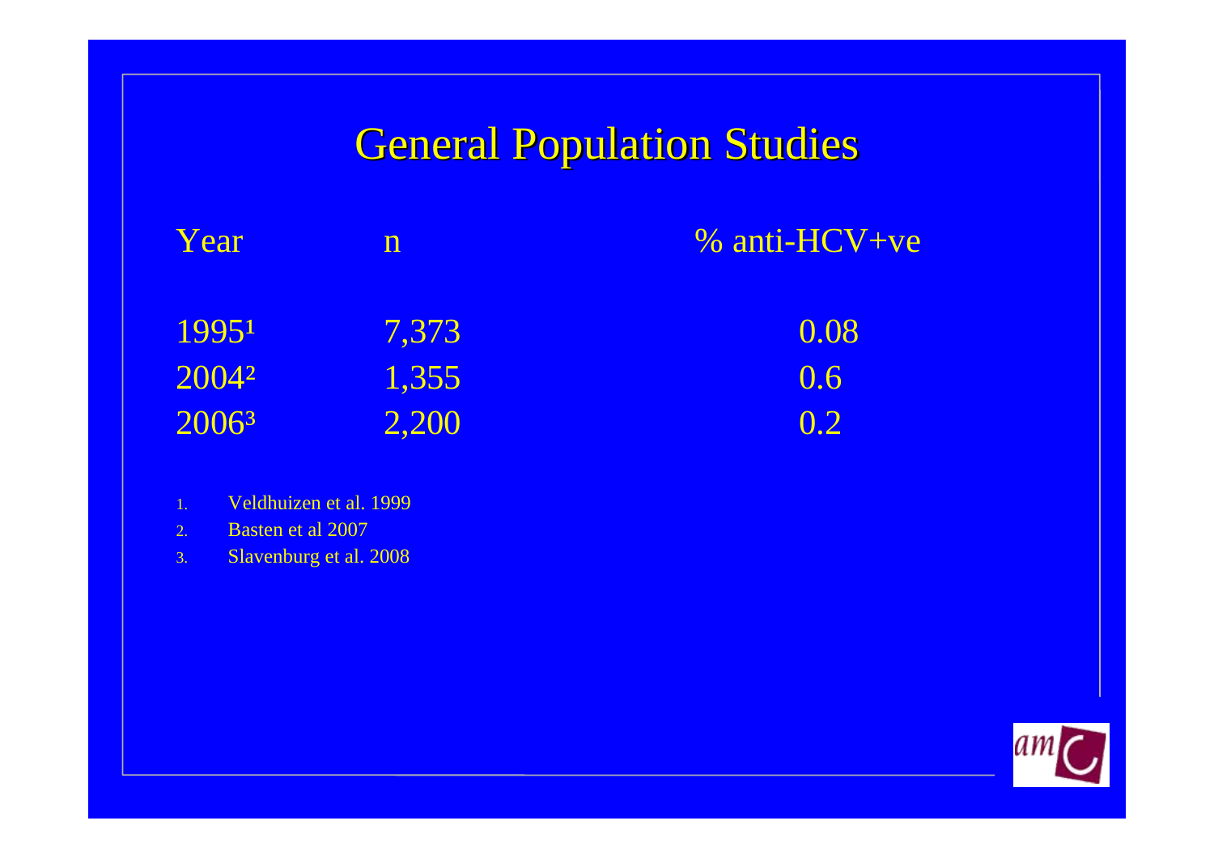# General Population Studies

| Year | n | % anti-HCV+ve |
|---|---|---|
| 1995[1] | 7,373 | 0.08 |
| 2004[2] | 1,355 | 0.6 |
| 2006[3] | 2,200 | 0.2 |

1. Veldhuizen et al. 1999
2. Basten et al 2007
3. Slavenburg et al. 2008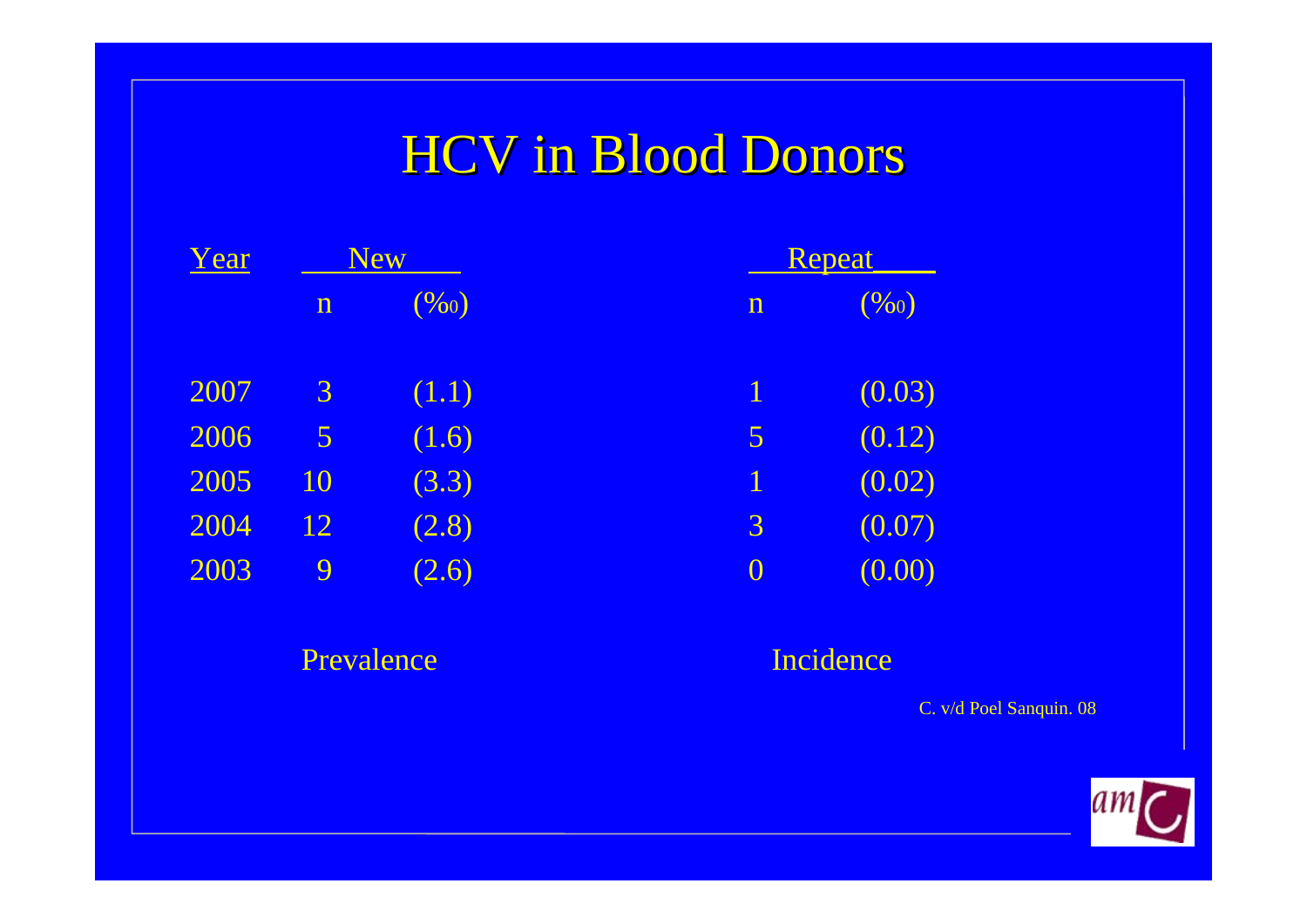# HCV in Blood Donors

| Year | New | | Repeat | |
|---|---|---|---|---|
| | n | (‰) | n | (‰) |
| 2007 | 3 | (1.1) | 1 | (0.03) |
| 2006 | 5 | (1.6) | 5 | (0.12) |
| 2005 | 10 | (3.3) | 1 | (0.02) |
| 2004 | 12 | (2.8) | 3 | (0.07) |
| 2003 | 9 | (2.6) | 0 | (0.00) |
| | Prevalence | | Incidence | |

C. v/d Poel Sanquin. 08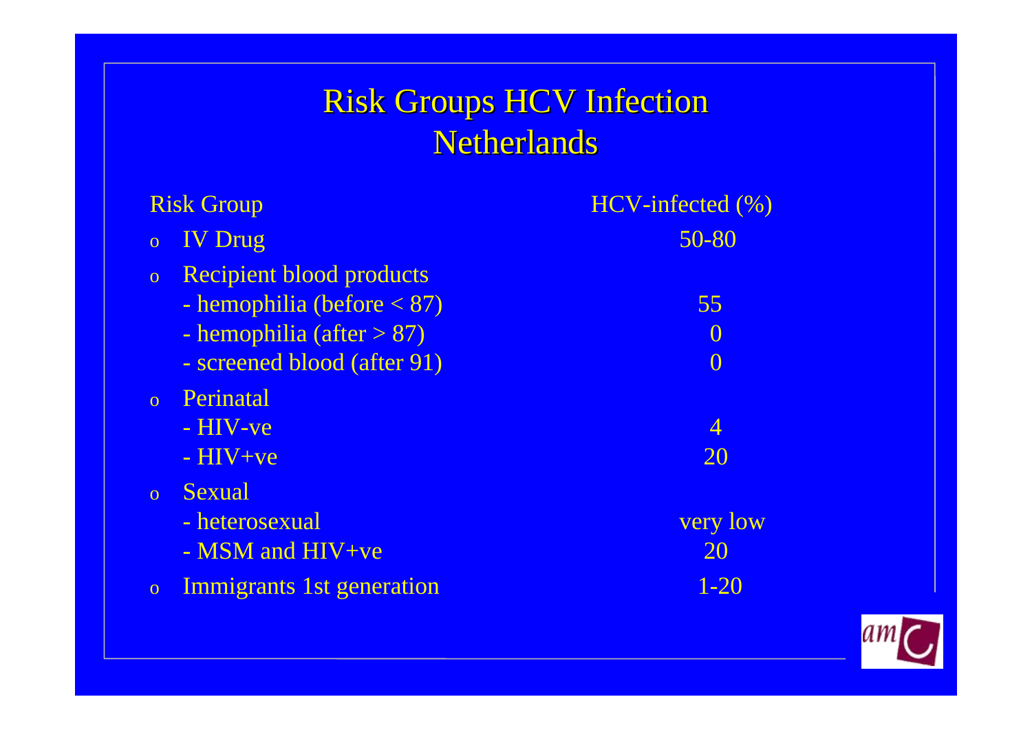# Risk Groups HCV Infection Netherlands

| Risk Group | HCV-infected (%) |
|---|---|
| IV Drug | 50-80 |
| Recipient blood products | |
| - hemophilia (before < 87) | 55 |
| - hemophilia (after > 87) | 0 |
| - screened blood (after 91) | 0 |
| Perinatal | |
| - HIV-ve | 4 |
| - HIV+ve | 20 |
| Sexual | |
| - heterosexual | very low |
| - MSM and HIV+ve | 20 |
| Immigrants 1st generation | 1-20 |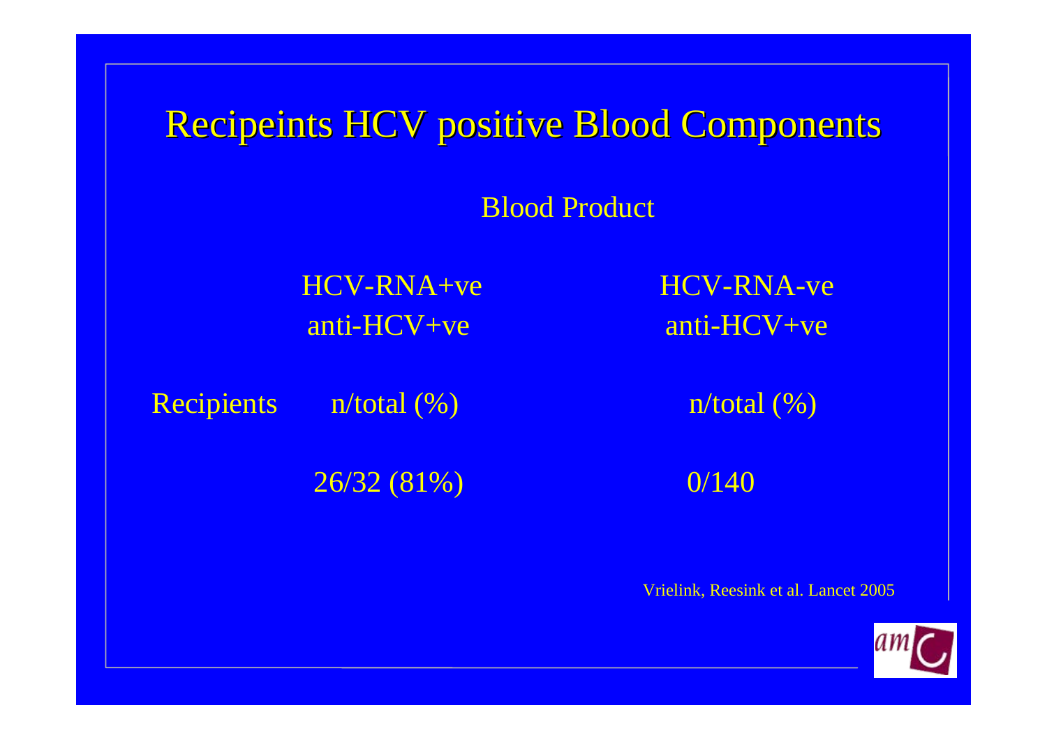# Recipeints HCV positive Blood Components

| | Blood Product | |
|---|---|---|
| | HCV-RNA+ve anti-HCV+ve | HCV-RNA-ve anti-HCV+ve |
| Recipients | n/total (%) | n/total (%) |
| | 26/32 (81%) | 0/140 |

Vrielink, Reesink et al. Lancet 2005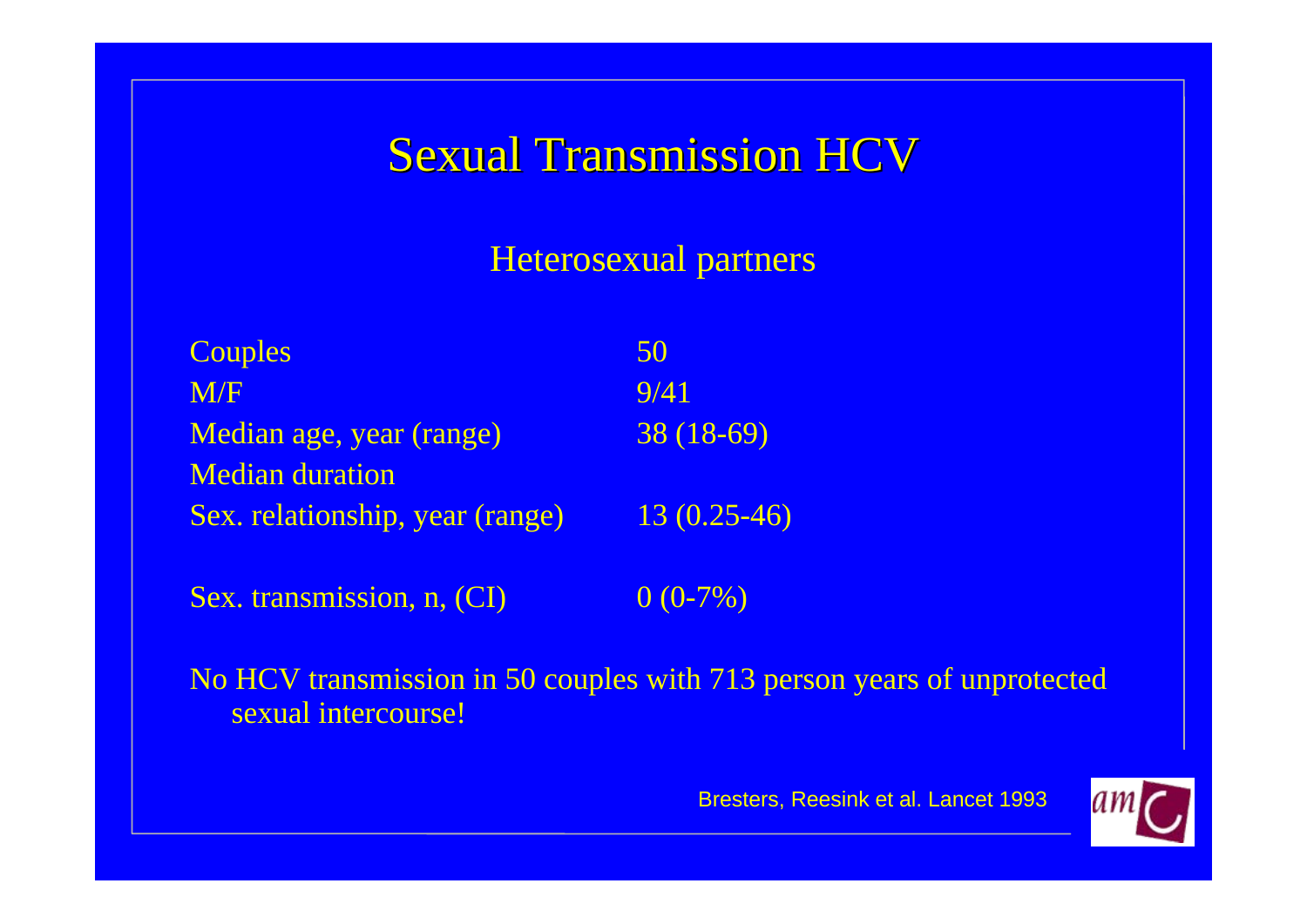# Sexual Transmission HCV

## Heterosexual partners

| | |
|---|---|
| Couples | 50 |
| M/F | 9/41 |
| Median age, year (range) | 38 (18-69) |
| Median duration Sex. relationship, year (range) | 13 (0.25-46) |
| Sex. transmission, n, (CI) | 0 (0-7%) |

No HCV transmission in 50 couples with 713 person years of unprotected sexual intercourse!

Bresters, Reesink et al. Lancet 1993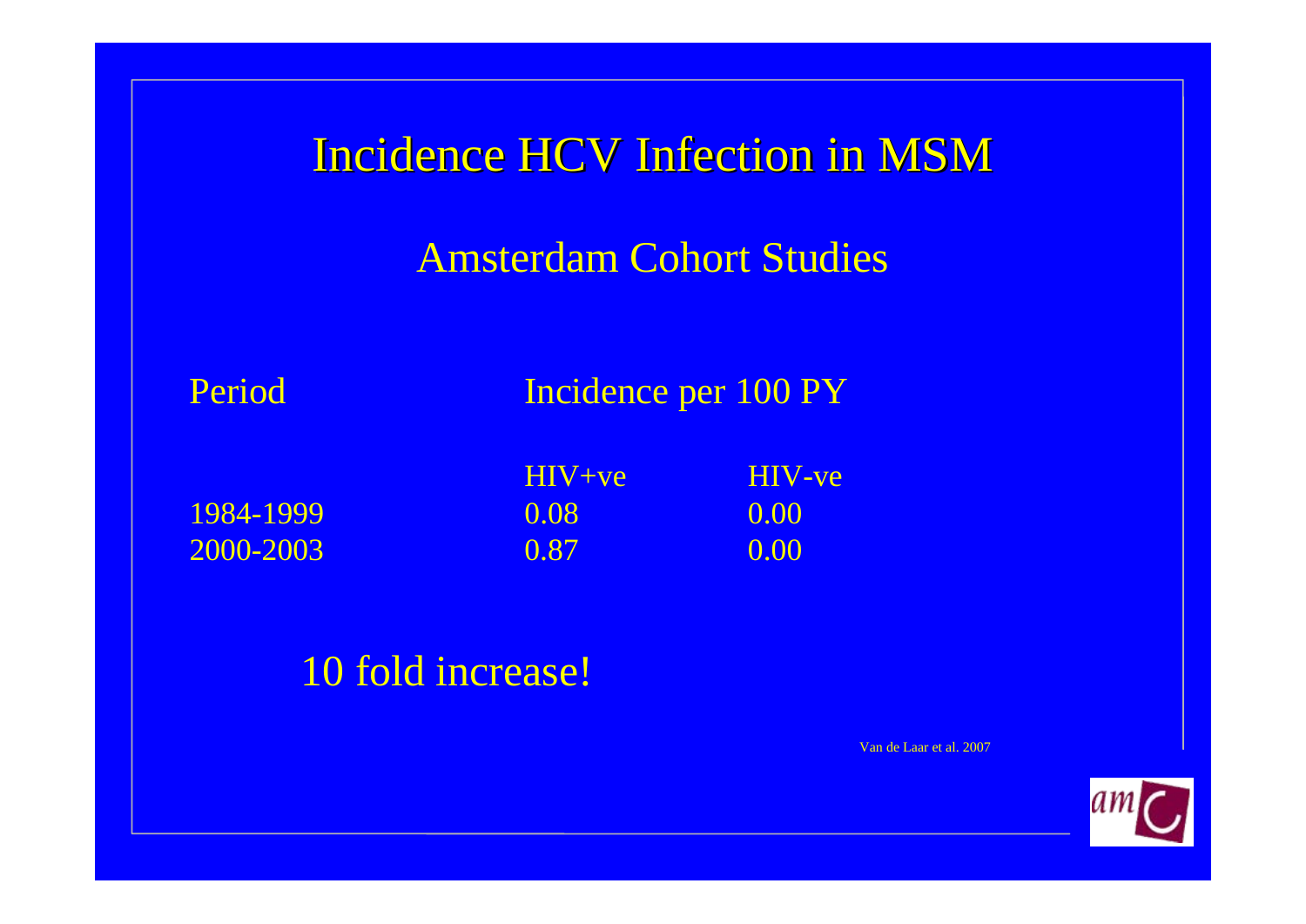# Incidence HCV Infection in MSM

## Amsterdam Cohort Studies

| Period | Incidence per 100 PY | |
|---|---|---|
| | HIV+ve | HIV-ve |
| 1984-1999 | 0.08 | 0.00 |
| 2000-2003 | 0.87 | 0.00 |

10 fold increase!

Van de Laar et al. 2007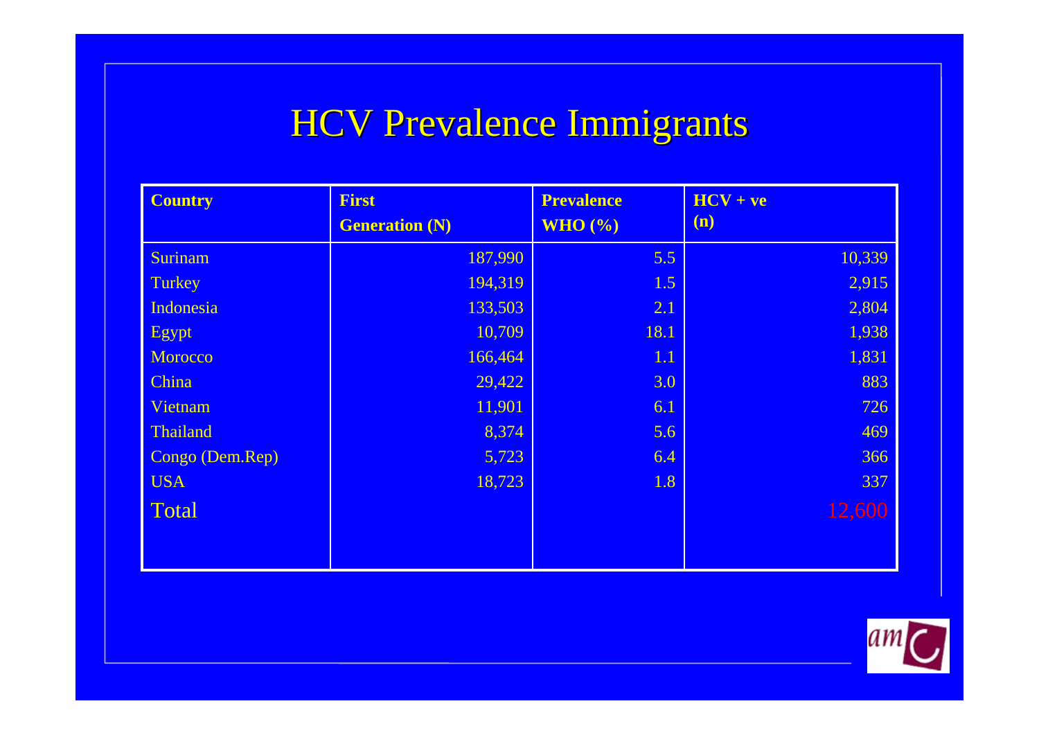# HCV Prevalence Immigrants

| Country | First Generation (N) | Prevalence WHO (%) | HCV + ve (n) |
|---|---|---|---|
| Surinam | 187,990 | 5.5 | 10,339 |
| Turkey | 194,319 | 1.5 | 2,915 |
| Indonesia | 133,503 | 2.1 | 2,804 |
| Egypt | 10,709 | 18.1 | 1,938 |
| Morocco | 166,464 | 1.1 | 1,831 |
| China | 29,422 | 3.0 | 883 |
| Vietnam | 11,901 | 6.1 | 726 |
| Thailand | 8,374 | 5.6 | 469 |
| Congo (Dem.Rep) | 5,723 | 6.4 | 366 |
| USA | 18,723 | 1.8 | 337 |
| Total | | | 12,600 |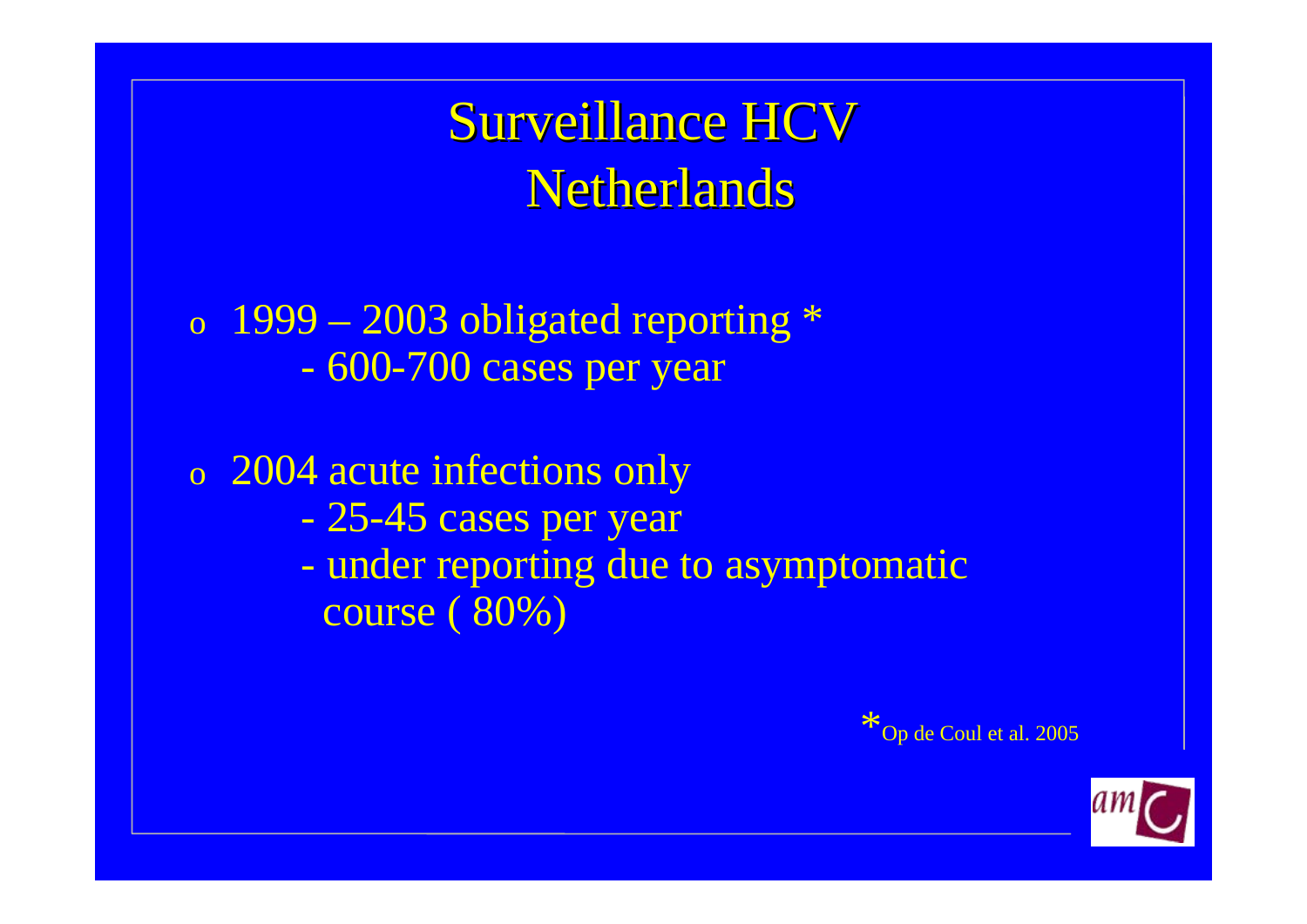# Surveillance HCV Netherlands

- 1999 – 2003 obligated reporting *
  - 600-700 cases per year

- 2004 acute infections only
  - 25-45 cases per year
  - under reporting due to asymptomatic course ( 80%)

*Op de Coul et al. 2005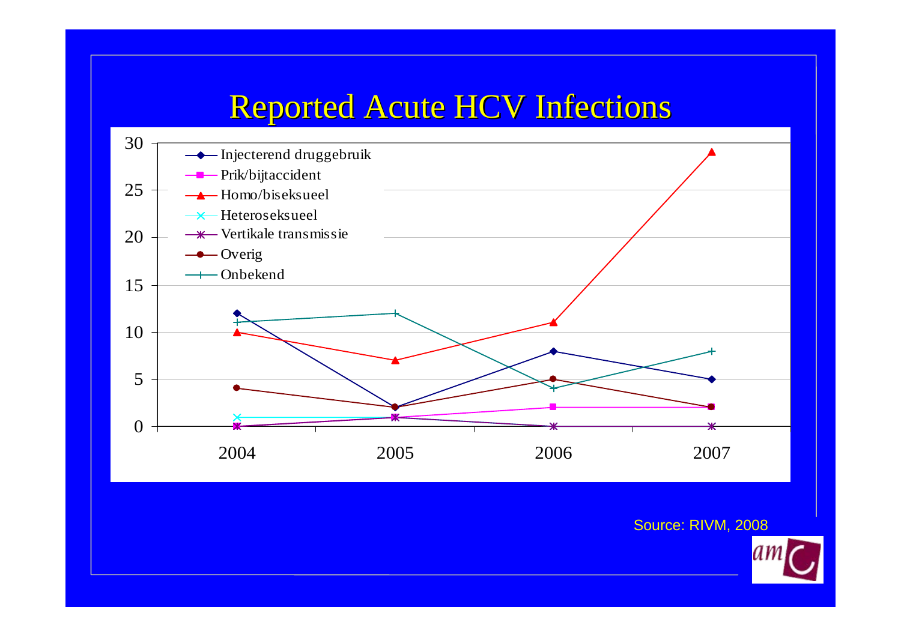# Reported Acute HCV Infections

| | 2004 | 2005 | 2006 | 2007 |
|---|---|---|---|---|
| Injecterend druggebruik | 12 | 2 | 8 | 5 |
| Prik/bijtaccident | 0 | 1 | 2 | 2 |
| Homo/biseksueel | 10 | 7 | 11 | 29 |
| Heteroseksueel | 1 | 1 | 0 | 0 |
| Vertikale transmissie | 0 | 1 | 0 | 0 |
| Overig | 4 | 2 | 5 | 2 |
| Onbekend | 11 | 12 | 4 | 8 |

Source: RIVM, 2008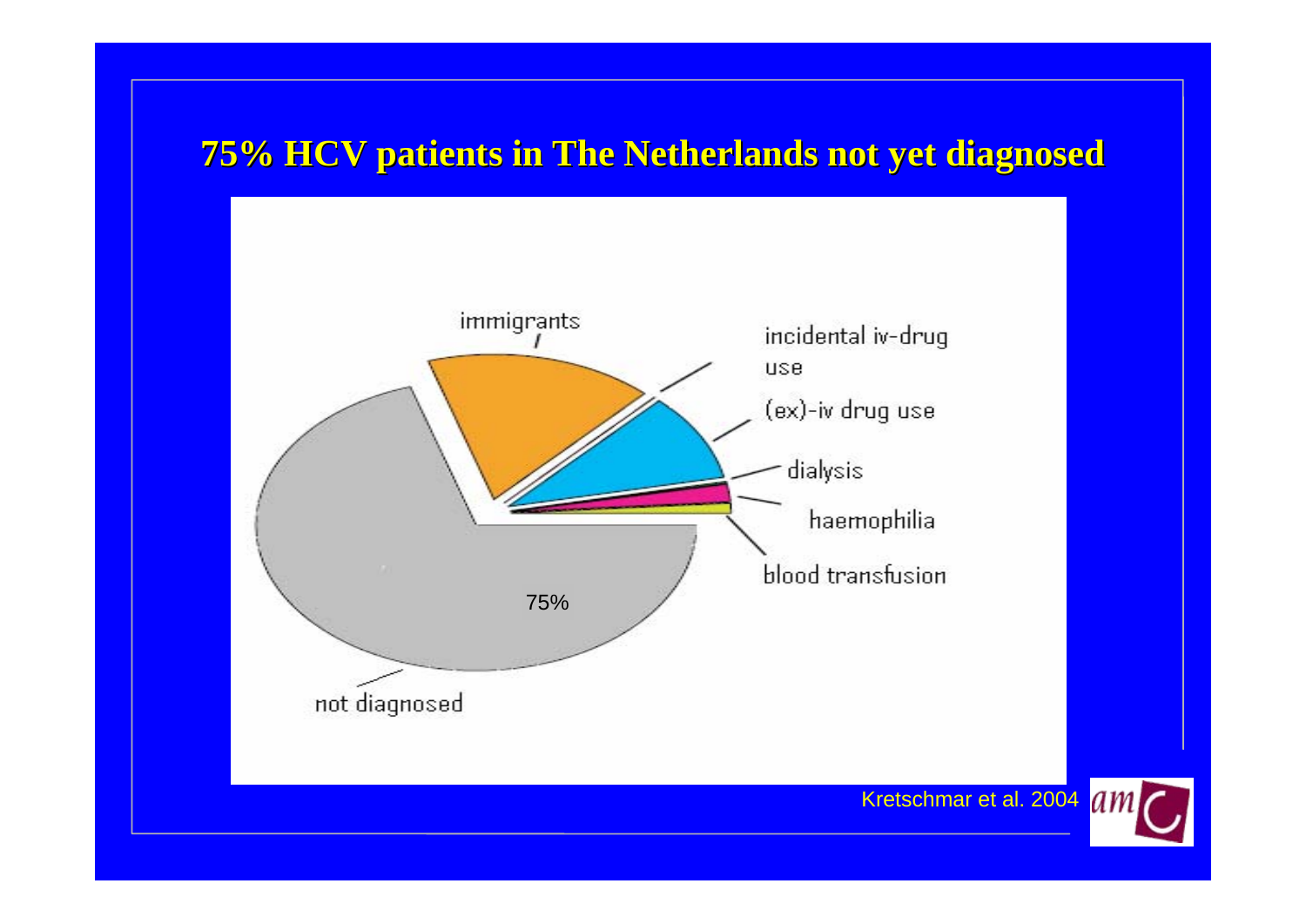## 75% HCV patients in The Netherlands not yet diagnosed

immigrants

incidental iv-drug use

(ex)-iv drug use

dialysis

haemophilia

blood transfusion

75%

not diagnosed

Kretschmar et al. 2004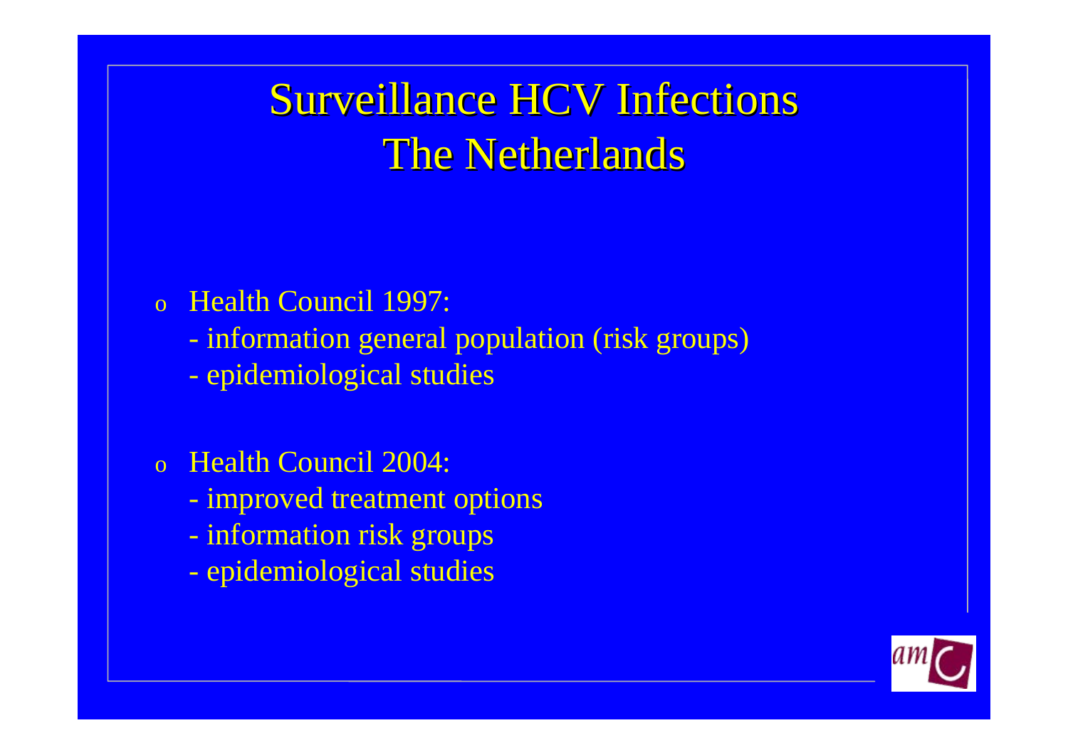# Surveillance HCV Infections
# The Netherlands

- Health Council 1997:
  - information general population (risk groups)
  - epidemiological studies

- Health Council 2004:
  - improved treatment options
  - information risk groups
  - epidemiological studies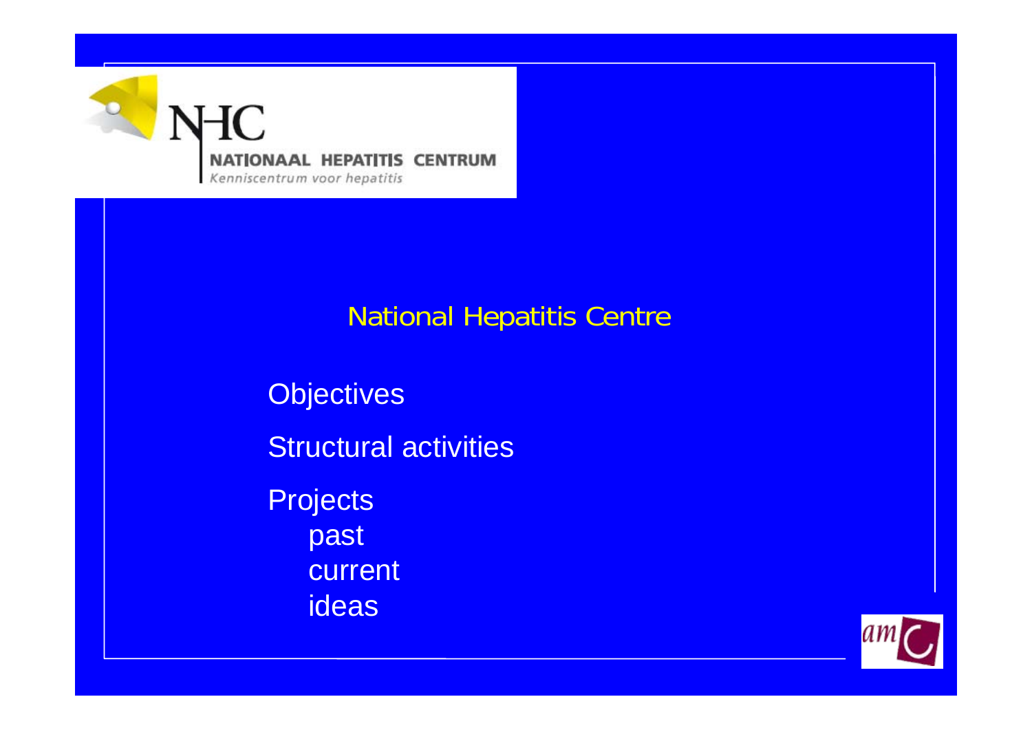NHC
NATIONAAL HEPATITIS CENTRUM
*Kenniscentrum voor hepatitis*

## National Hepatitis Centre

- Objectives
- Structural activities
- Projects
  - past
  - current
  - ideas

amc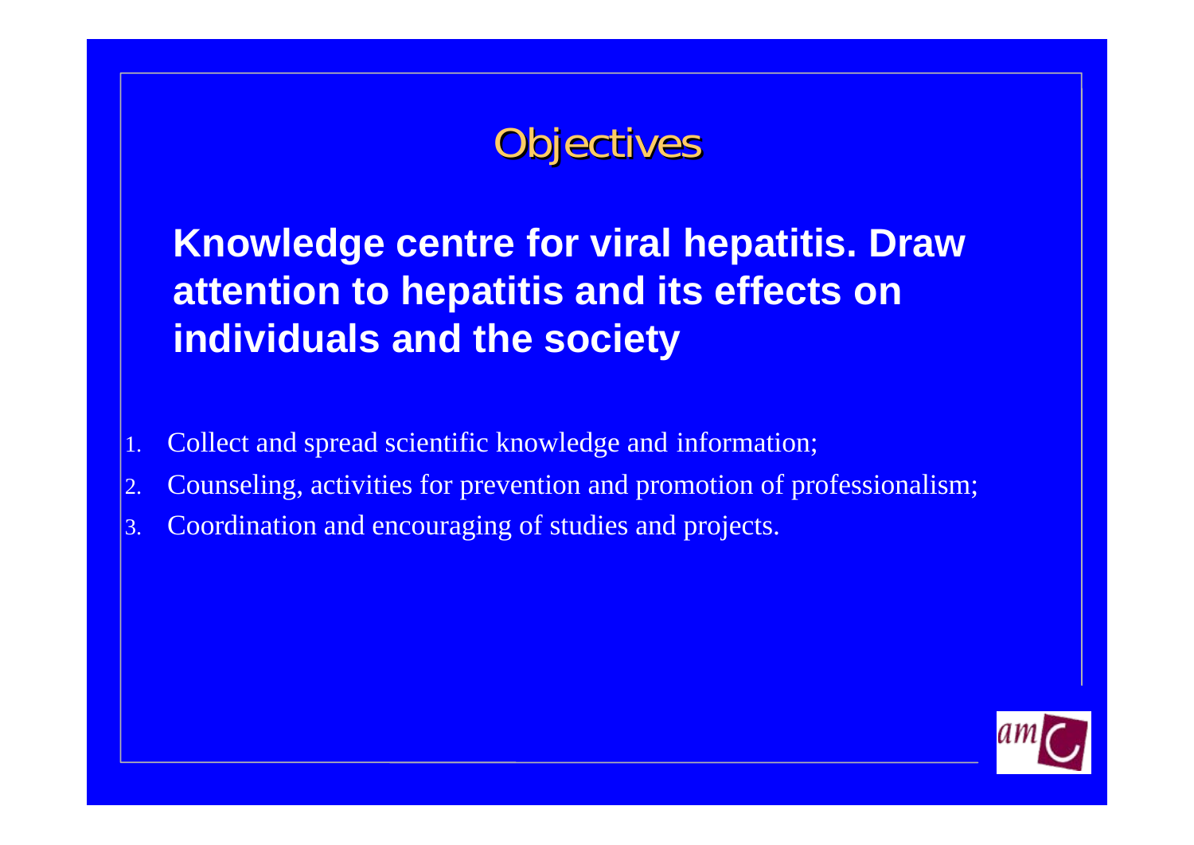# Objectives

**Knowledge centre for viral hepatitis. Draw attention to hepatitis and its effects on individuals and the society**

1. Collect and spread scientific knowledge and information;
2. Counseling, activities for prevention and promotion of professionalism;
3. Coordination and encouraging of studies and projects.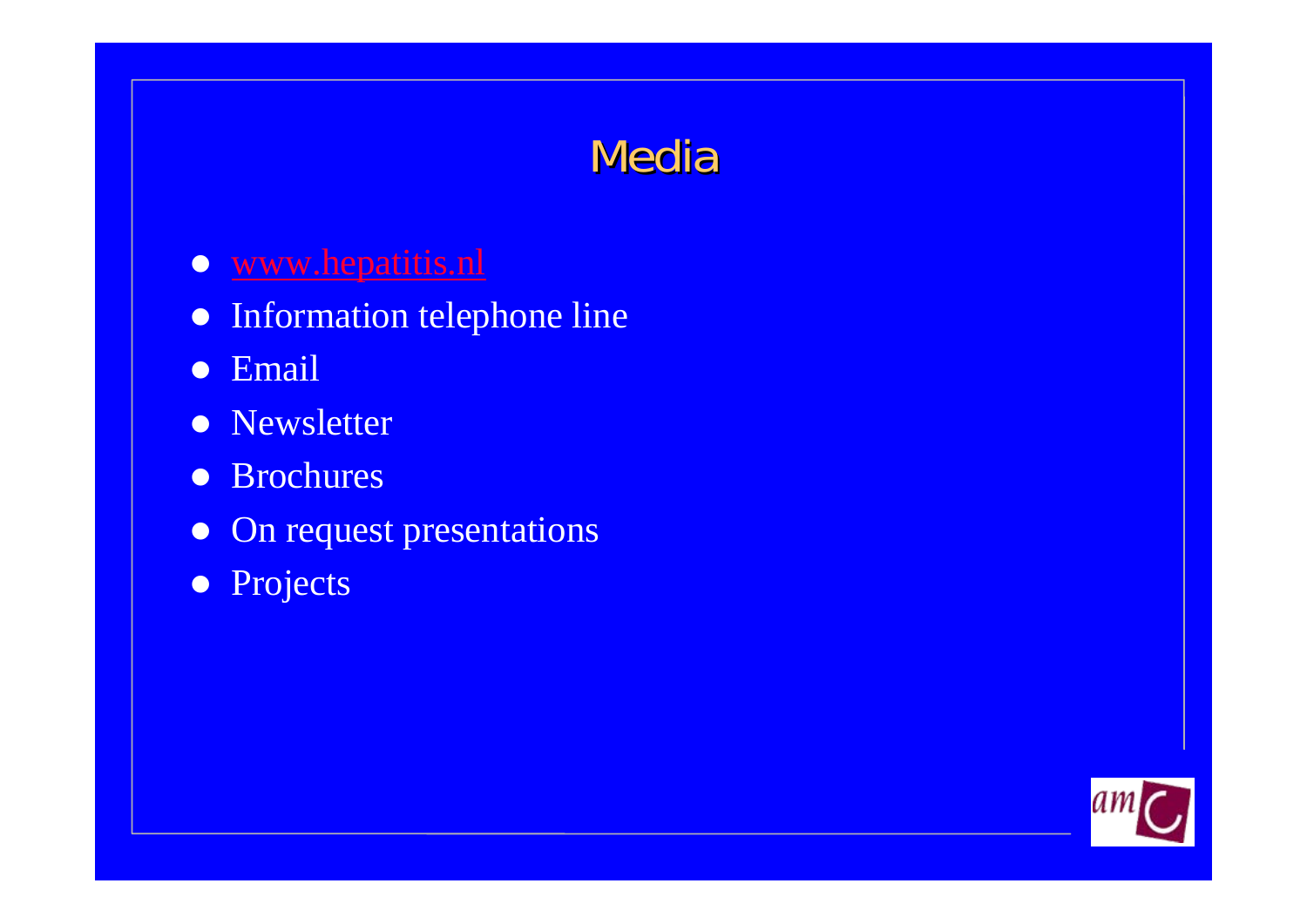# Media

- www.hepatitis.nl
- Information telephone line
- Email
- Newsletter
- Brochures
- On request presentations
- Projects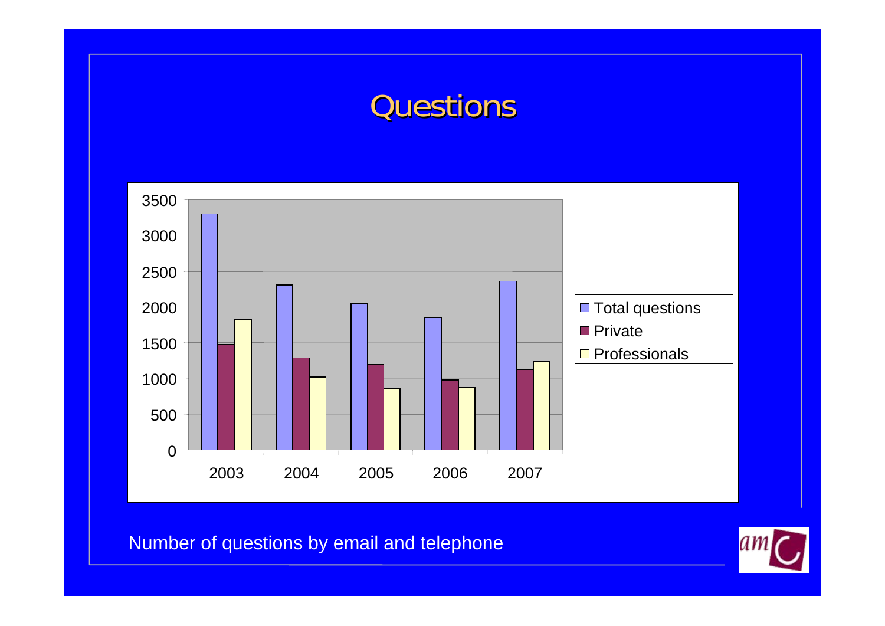# Questions

Number of questions by email and telephone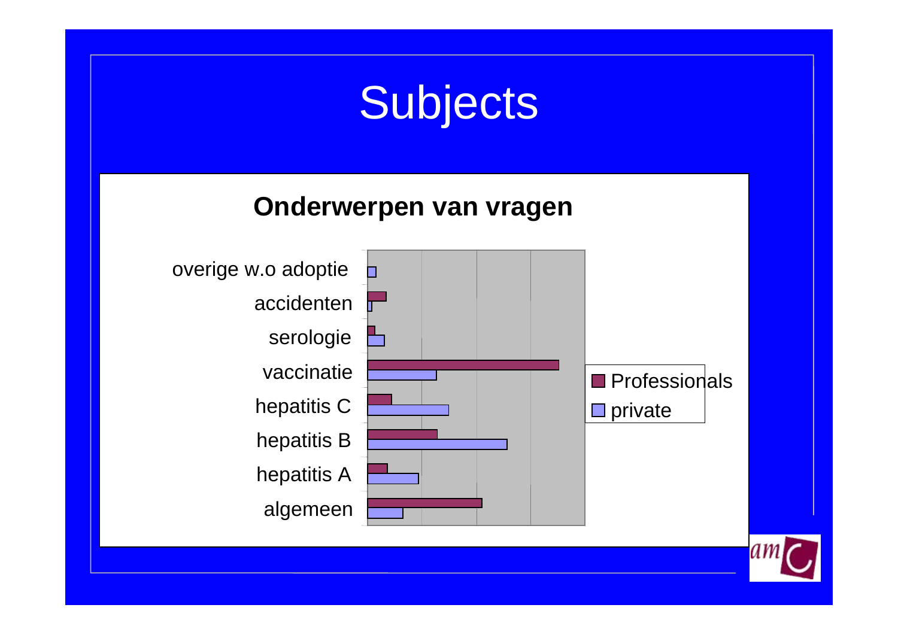# Subjects

**Onderwerpen van vragen**

| Onderwerp | Professionals | private |
|---|---|---|
| overige w.o adoptie | | |
| accidenten | | |
| serologie | | |
| vaccinatie | | |
| hepatitis C | | |
| hepatitis B | | |
| hepatitis A | | |
| algemeen | | |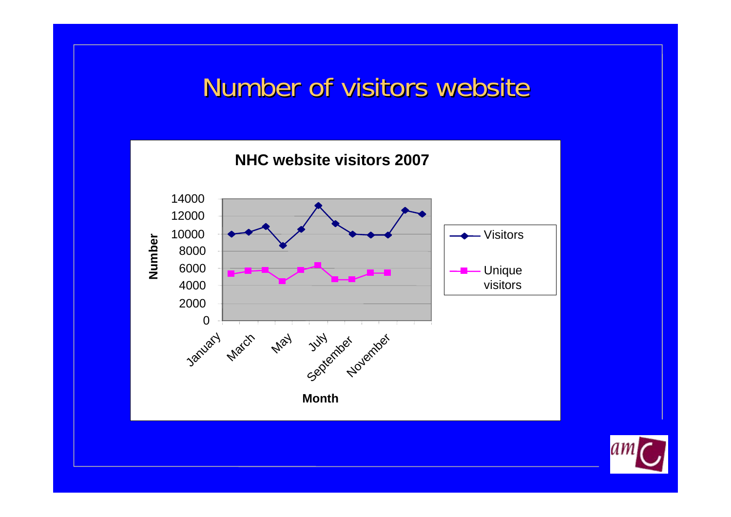# Number of visitors website

**NHC website visitors 2007**

Number

14000
12000
10000
8000
6000
4000
2000
0

January, March, May, July, September, November

Month

Visitors

Unique visitors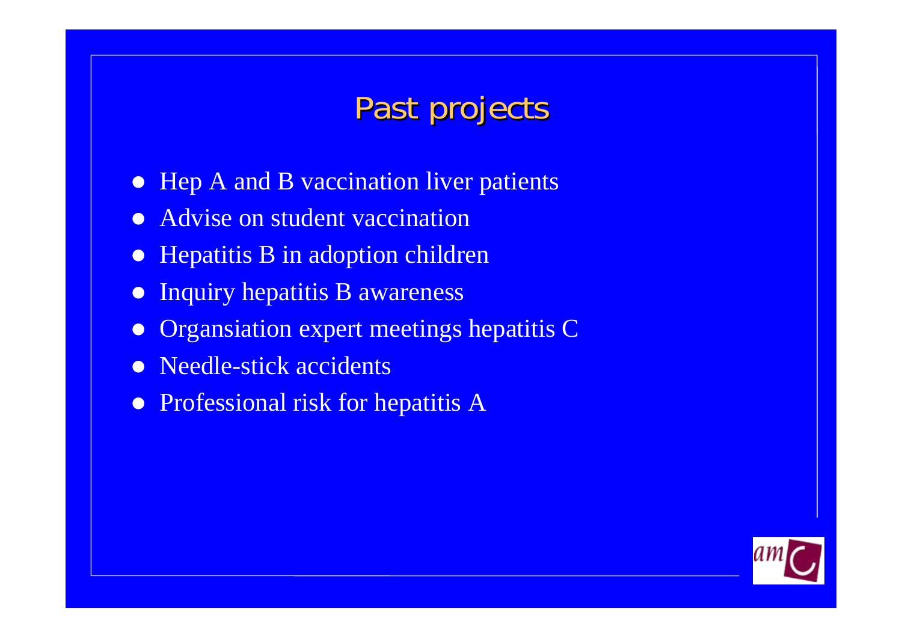# Past projects

- Hep A and B vaccination liver patients
- Advise on student vaccination
- Hepatitis B in adoption children
- Inquiry hepatitis B awareness
- Organsiation expert meetings hepatitis C
- Needle-stick accidents
- Professional risk for hepatitis A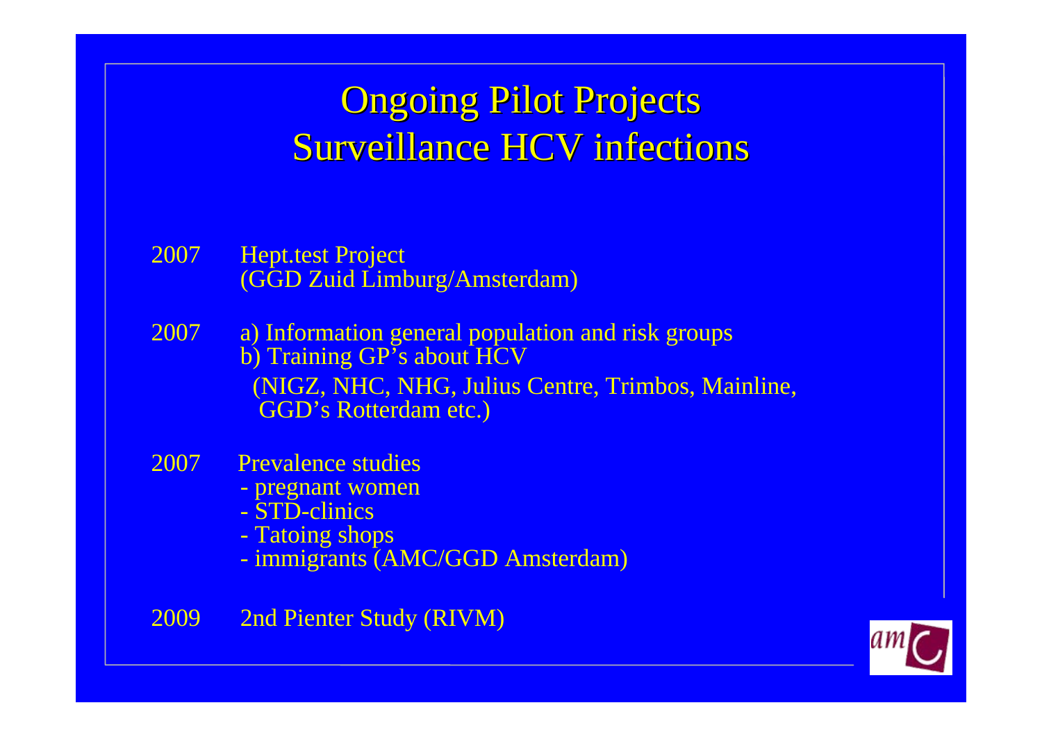# Ongoing Pilot Projects
# Surveillance HCV infections

2007 Hept.test Project
(GGD Zuid Limburg/Amsterdam)

2007 a) Information general population and risk groups
b) Training GP's about HCV
(NIGZ, NHC, NHG, Julius Centre, Trimbos, Mainline, GGD's Rotterdam etc.)

2007 Prevalence studies
- pregnant women
- STD-clinics
- Tatoing shops
- immigrants (AMC/GGD Amsterdam)

2009 2nd Pienter Study (RIVM)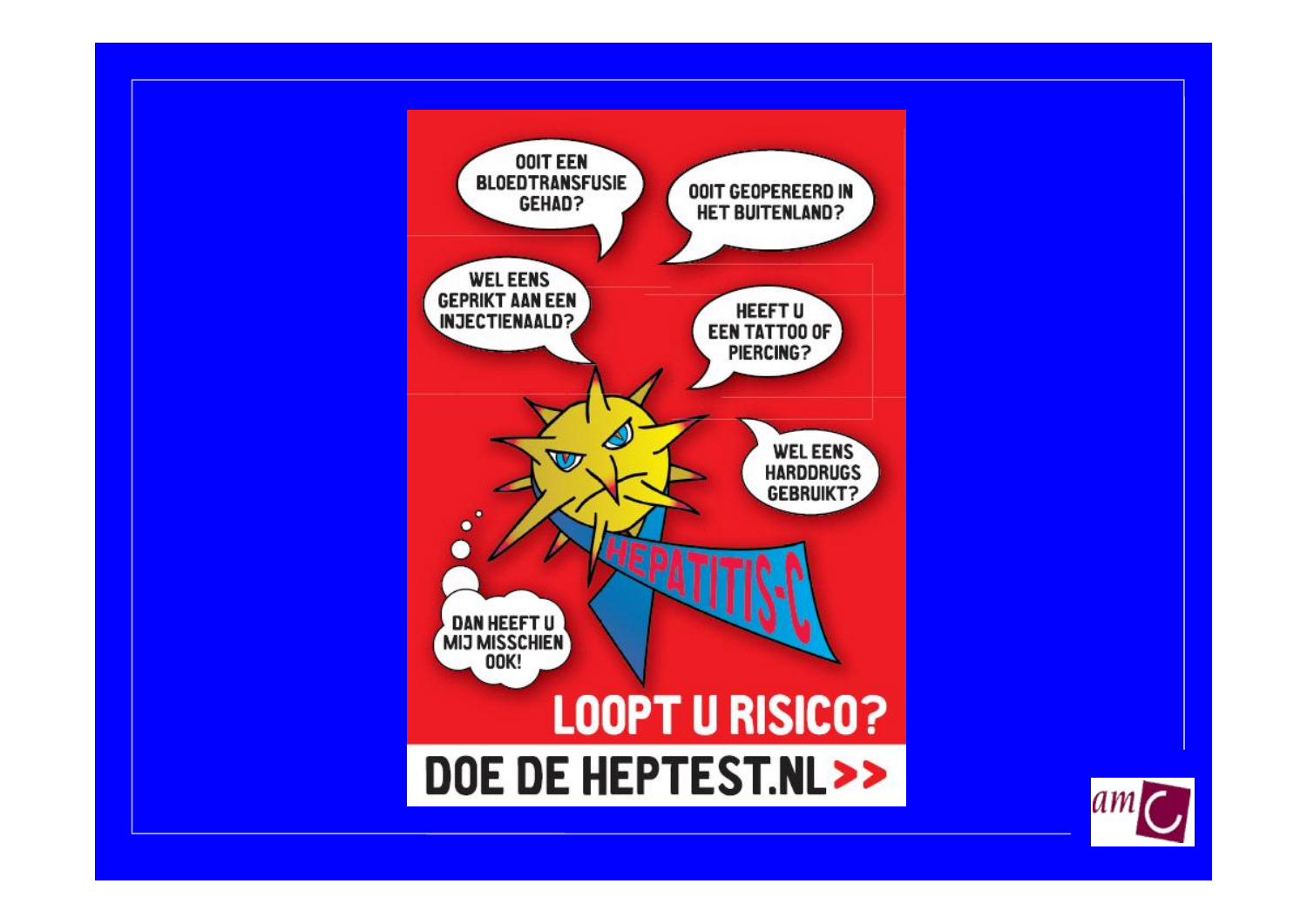OOIT EEN BLOEDTRANSFUSIE GEHAD?

OOIT GEOPEREERD IN HET BUITENLAND?

WEL EENS GEPRIKT AAN EEN INJECTIENAALD?

HEEFT U EEN TATTOO OF PIERCING?

WEL EENS HARDDRUGS GEBRUIKT?

HEPATITIS-C

DAN HEEFT U MIJ MISSCHIEN OOK!

**LOOPT U RISICO?**

**DOE DE HEPTEST.NL>>**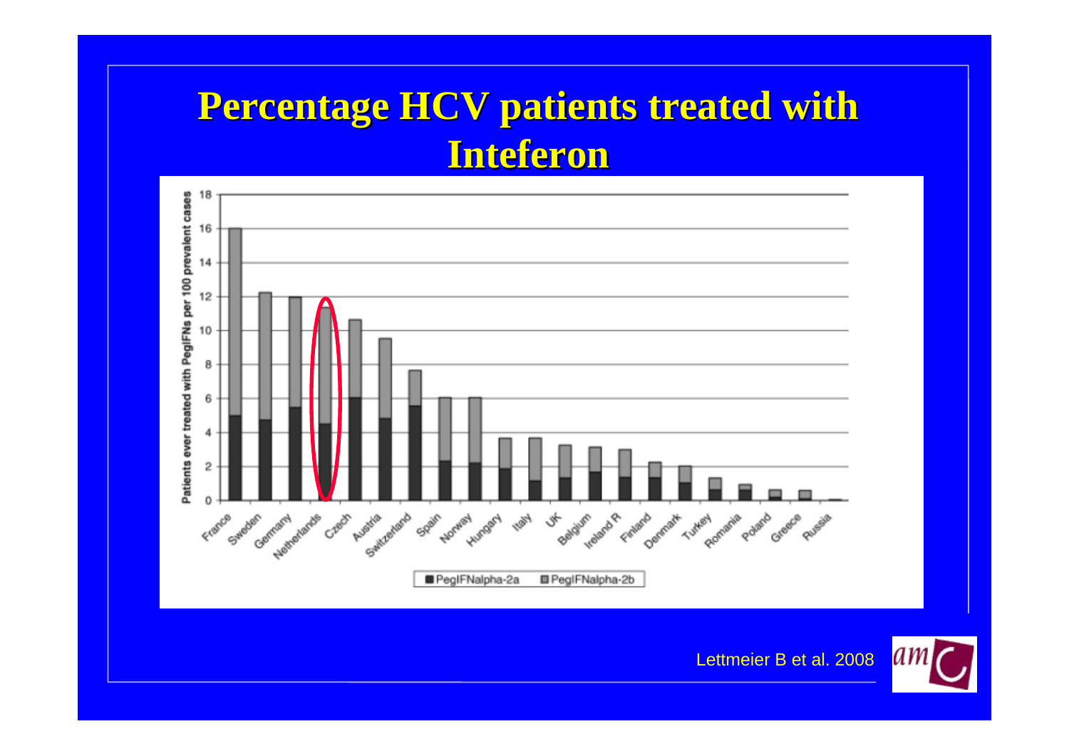# Percentage HCV patients treated with Inteferon

Patients ever treated with PegIFNs per 100 prevalent cases

France, Sweden, Germany, Netherlands, Czech, Austria, Switzerland, Spain, Norway, Hungary, Italy, UK, Belgium, Ireland R, Finland, Denmark, Turkey, Romania, Poland, Greece, Russia

■ PegIFNalpha-2a ■ PegIFNalpha-2b

Lettmeier B et al. 2008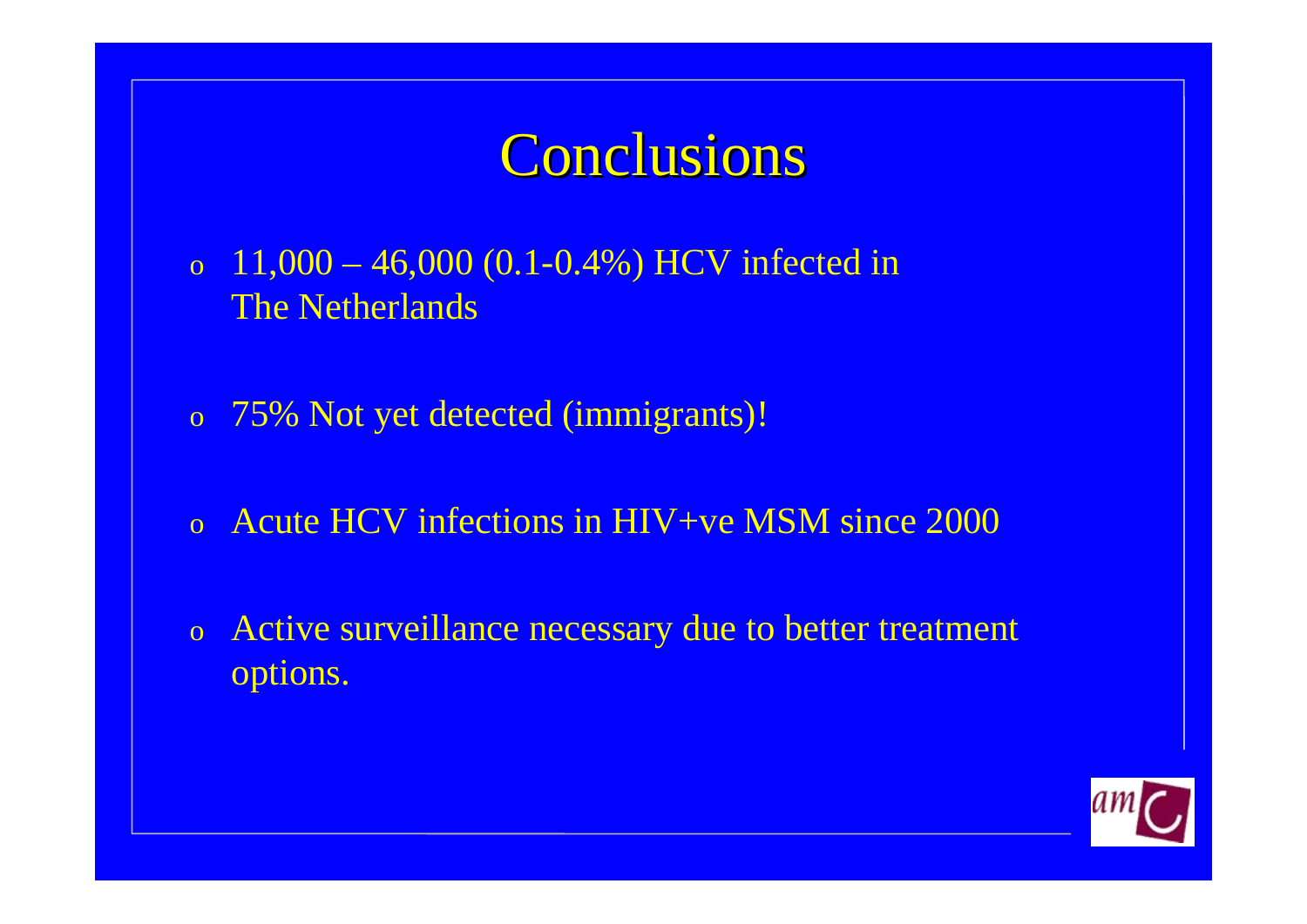# Conclusions

- 11,000 – 46,000 (0.1-0.4%) HCV infected in The Netherlands
- 75% Not yet detected (immigrants)!
- Acute HCV infections in HIV+ve MSM since 2000
- Active surveillance necessary due to better treatment options.